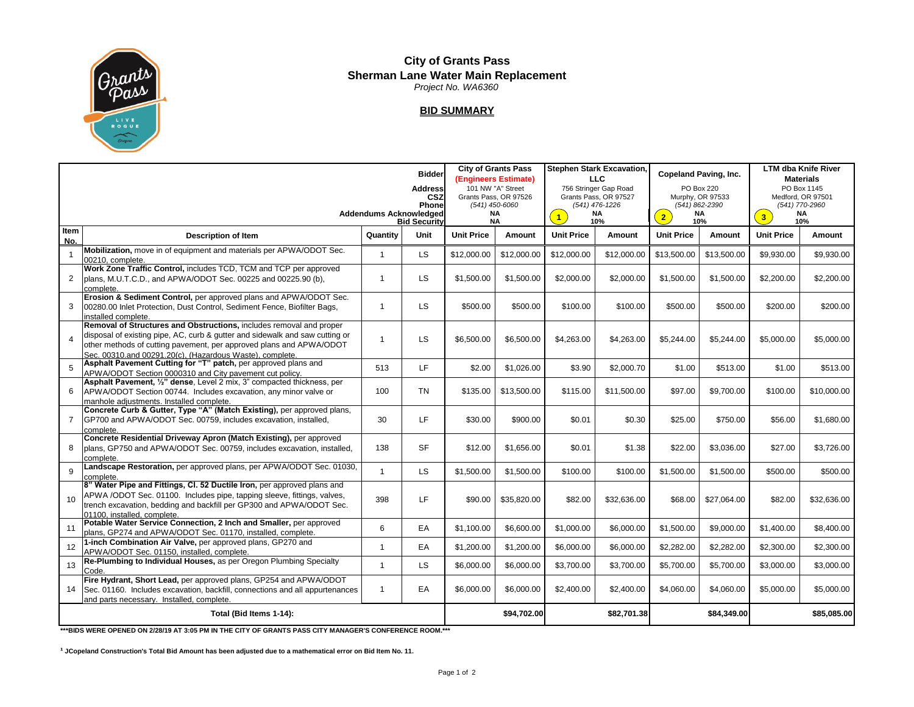# City of Grants Pass

## Sherman Lane Water Main Replacement

*Project No. WA6360*

**BID SUMMARY**

| Item No. | Description of Item | Quantity | Unit | City of Grants Pass (Engineers Estimate) Unit Price | Amount | Stephen Stark Excavation, LLC Unit Price | Amount | Copeland Paving, Inc. Unit Price | Amount | LTM dba Knife River Materials Unit Price | Amount |
|---|---|---|---|---|---|---|---|---|---|---|---|
| | **Address** | | | 101 NW "A" Street | | 756 Stringer Gap Road | | PO Box 220 | | PO Box 1145 | |
| | **CSZ** | | | Grants Pass, OR 97526 | | Grants Pass, OR 97527 | | Murphy, OR 97533 | | Medford, OR 97501 | |
| | **Phone** | | | (541) 450-6060 | | (541) 476-1226 | | (541) 862-2390 | | (541) 770-2960 | |
| | **Addendums Acknowledged** | | | NA | | 1 NA | | 2 NA | | 3 NA | |
| | **Bid Security** | | | NA | | 10% | | 10% | | 10% | |
| 1 | **Mobilization,** move in of equipment and materials per APWA/ODOT Sec. 00210, complete. | 1 | LS | $12,000.00 | $12,000.00 | $12,000.00 | $12,000.00 | $13,500.00 | $13,500.00 | $9,930.00 | $9,930.00 |
| 2 | **Work Zone Traffic Control,** includes TCD, TCM and TCP per approved plans, M.U.T.C.D., and APWA/ODOT Sec. 00225 and 00225.90 (b), complete. | 1 | LS | $1,500.00 | $1,500.00 | $2,000.00 | $2,000.00 | $1,500.00 | $1,500.00 | $2,200.00 | $2,200.00 |
| 3 | **Erosion & Sediment Control,** per approved plans and APWA/ODOT Sec. 00280.00 Inlet Protection, Dust Control, Sediment Fence, Biofilter Bags, installed complete. | 1 | LS | $500.00 | $500.00 | $100.00 | $100.00 | $500.00 | $500.00 | $200.00 | $200.00 |
| 4 | **Removal of Structures and Obstructions,** includes removal and proper disposal of existing pipe, AC, curb & gutter and sidewalk and saw cutting or other methods of cutting pavement, per approved plans and APWA/ODOT Sec. 00310.and 00291.20(c), (Hazardous Waste), complete. | 1 | LS | $6,500.00 | $6,500.00 | $4,263.00 | $4,263.00 | $5,244.00 | $5,244.00 | $5,000.00 | $5,000.00 |
| 5 | **Asphalt Pavement Cutting for "T" patch,** per approved plans and APWA/ODOT Section 0000310 and City pavement cut policy. | 513 | LF | $2.00 | $1,026.00 | $3.90 | $2,000.70 | $1.00 | $513.00 | $1.00 | $513.00 |
| 6 | **Asphalt Pavement, ½" dense**, Level 2 mix, 3" compacted thickness, per APWA/ODOT Section 00744. Includes excavation, any minor valve or manhole adjustments. Installed complete. | 100 | TN | $135.00 | $13,500.00 | $115.00 | $11,500.00 | $97.00 | $9,700.00 | $100.00 | $10,000.00 |
| 7 | **Concrete Curb & Gutter, Type "A" (Match Existing),** per approved plans, GP700 and APWA/ODOT Sec. 00759, includes excavation, installed, complete. | 30 | LF | $30.00 | $900.00 | $0.01 | $0.30 | $25.00 | $750.00 | $56.00 | $1,680.00 |
| 8 | **Concrete Residential Driveway Apron (Match Existing),** per approved plans, GP750 and APWA/ODOT Sec. 00759, includes excavation, installed, complete. | 138 | SF | $12.00 | $1,656.00 | $0.01 | $1.38 | $22.00 | $3,036.00 | $27.00 | $3,726.00 |
| 9 | **Landscape Restoration,** per approved plans, per APWA/ODOT Sec. 01030, complete. | 1 | LS | $1,500.00 | $1,500.00 | $100.00 | $100.00 | $1,500.00 | $1,500.00 | $500.00 | $500.00 |
| 10 | **8" Water Pipe and Fittings, Cl. 52 Ductile Iron,** per approved plans and APWA /ODOT Sec. 01100. Includes pipe, tapping sleeve, fittings, valves, trench excavation, bedding and backfill per GP300 and APWA/ODOT Sec. 01100, installed, complete. | 398 | LF | $90.00 | $35,820.00 | $82.00 | $32,636.00 | $68.00 | $27,064.00 | $82.00 | $32,636.00 |
| 11 | **Potable Water Service Connection, 2 Inch and Smaller,** per approved plans, GP274 and APWA/ODOT Sec. 01170, installed, complete. | 6 | EA | $1,100.00 | $6,600.00 | $1,000.00 | $6,000.00 | $1,500.00 | $9,000.00 | $1,400.00 | $8,400.00 |
| 12 | **1-inch Combination Air Valve,** per approved plans, GP270 and APWA/ODOT Sec. 01150, installed, complete. | 1 | EA | $1,200.00 | $1,200.00 | $6,000.00 | $6,000.00 | $2,282.00 | $2,282.00 | $2,300.00 | $2,300.00 |
| 13 | **Re-Plumbing to Individual Houses,** as per Oregon Plumbing Specialty Code. | 1 | LS | $6,000.00 | $6,000.00 | $3,700.00 | $3,700.00 | $5,700.00 | $5,700.00 | $3,000.00 | $3,000.00 |
| 14 | **Fire Hydrant, Short Lead,** per approved plans, GP254 and APWA/ODOT Sec. 01160. Includes excavation, backfill, connections and all appurtenances and parts necessary. Installed, complete. | 1 | EA | $6,000.00 | $6,000.00 | $2,400.00 | $2,400.00 | $4,060.00 | $4,060.00 | $5,000.00 | $5,000.00 |
| | **Total (Bid Items 1-14):** | | | | **$94,702.00** | | **$82,701.38** | | **$84,349.00** | | **$85,085.00** |

**\*\*\*BIDS WERE OPENED ON 2/28/19 AT 3:05 PM IN THE CITY OF GRANTS PASS CITY MANAGER'S CONFERENCE ROOM.\*\*\***

**[1] JCopeland Construction's Total Bid Amount has been adjusted due to a mathematical error on Bid Item No. 11.**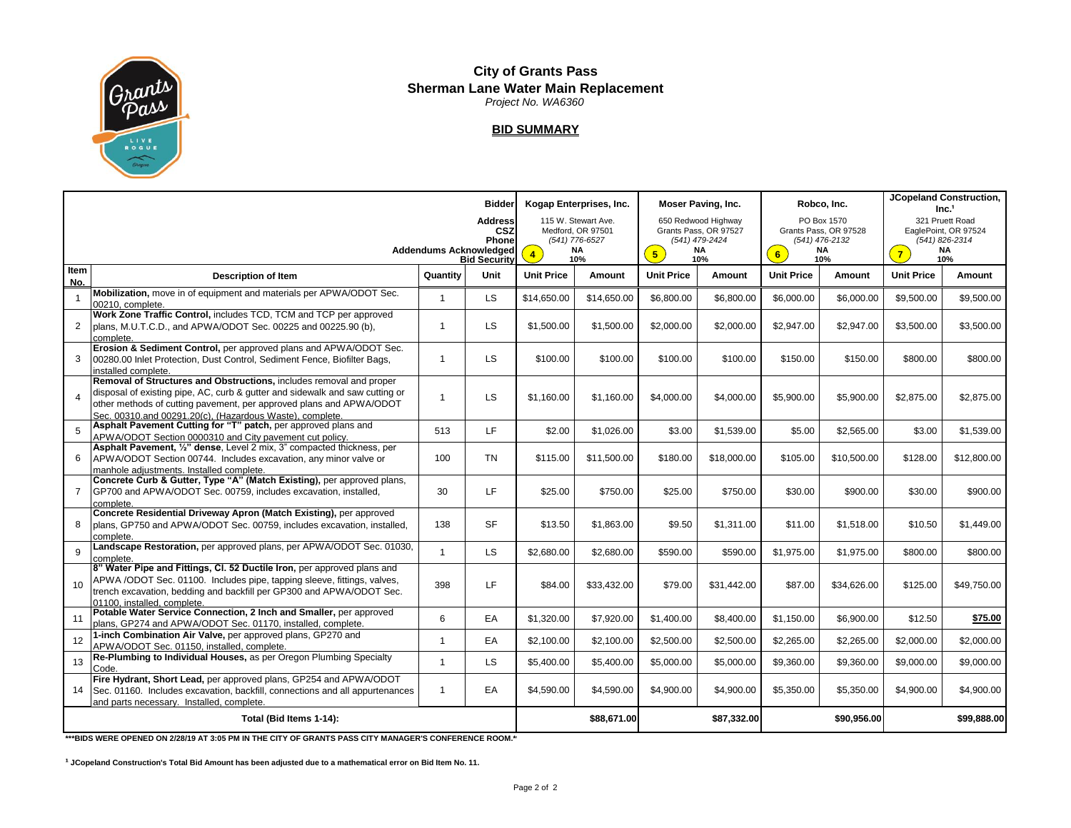# City of Grants Pass
## Sherman Lane Water Main Replacement
*Project No. WA6360*

## BID SUMMARY

| | | | Bidder | Kogap Enterprises, Inc. | | Moser Paving, Inc. | | Robco, Inc. | | JCopeland Construction, Inc.[1] | |
|---|---|---|---|---|---|---|---|---|---|---|---|
| | | | Address / CSZ / Phone | 115 W. Stewart Ave. Medford, OR 97501 (541) 776-6527 | | 650 Redwood Highway Grants Pass, OR 97527 (541) 479-2424 | | PO Box 1570 Grants Pass, OR 97528 (541) 476-2132 | | 321 Pruett Road EaglePoint, OR 97524 (541) 826-2314 | |
| | | | Addendums Acknowledged / Bid Security | 4 | NA 10% | 5 | NA 10% | 6 | NA 10% | 7 | NA 10% |
| **Item No.** | **Description of Item** | **Quantity** | **Unit** | **Unit Price** | **Amount** | **Unit Price** | **Amount** | **Unit Price** | **Amount** | **Unit Price** | **Amount** |
| 1 | **Mobilization,** move in of equipment and materials per APWA/ODOT Sec. 00210, complete. | 1 | LS | $14,650.00 | $14,650.00 | $6,800.00 | $6,800.00 | $6,000.00 | $6,000.00 | $9,500.00 | $9,500.00 |
| 2 | **Work Zone Traffic Control,** includes TCD, TCM and TCP per approved plans, M.U.T.C.D., and APWA/ODOT Sec. 00225 and 00225.90 (b), complete. | 1 | LS | $1,500.00 | $1,500.00 | $2,000.00 | $2,000.00 | $2,947.00 | $2,947.00 | $3,500.00 | $3,500.00 |
| 3 | **Erosion & Sediment Control,** per approved plans and APWA/ODOT Sec. 00280.00 Inlet Protection, Dust Control, Sediment Fence, Biofilter Bags, installed complete. | 1 | LS | $100.00 | $100.00 | $100.00 | $100.00 | $150.00 | $150.00 | $800.00 | $800.00 |
| 4 | **Removal of Structures and Obstructions,** includes removal and proper disposal of existing pipe, AC, curb & gutter and sidewalk and saw cutting or other methods of cutting pavement, per approved plans and APWA/ODOT Sec. 00310.and 00291.20(c), (Hazardous Waste), complete. | 1 | LS | $1,160.00 | $1,160.00 | $4,000.00 | $4,000.00 | $5,900.00 | $5,900.00 | $2,875.00 | $2,875.00 |
| 5 | **Asphalt Pavement Cutting for "T" patch,** per approved plans and APWA/ODOT Section 0000310 and City pavement cut policy. | 513 | LF | $2.00 | $1,026.00 | $3.00 | $1,539.00 | $5.00 | $2,565.00 | $3.00 | $1,539.00 |
| 6 | **Asphalt Pavement, ½" dense**, Level 2 mix, 3" compacted thickness, per APWA/ODOT Section 00744. Includes excavation, any minor valve or manhole adjustments. Installed complete. | 100 | TN | $115.00 | $11,500.00 | $180.00 | $18,000.00 | $105.00 | $10,500.00 | $128.00 | $12,800.00 |
| 7 | **Concrete Curb & Gutter, Type "A" (Match Existing),** per approved plans, GP700 and APWA/ODOT Sec. 00759, includes excavation, installed, complete. | 30 | LF | $25.00 | $750.00 | $25.00 | $750.00 | $30.00 | $900.00 | $30.00 | $900.00 |
| 8 | **Concrete Residential Driveway Apron (Match Existing),** per approved plans, GP750 and APWA/ODOT Sec. 00759, includes excavation, installed, complete. | 138 | SF | $13.50 | $1,863.00 | $9.50 | $1,311.00 | $11.00 | $1,518.00 | $10.50 | $1,449.00 |
| 9 | **Landscape Restoration,** per approved plans, per APWA/ODOT Sec. 01030, complete. | 1 | LS | $2,680.00 | $2,680.00 | $590.00 | $590.00 | $1,975.00 | $1,975.00 | $800.00 | $800.00 |
| 10 | **8" Water Pipe and Fittings, Cl. 52 Ductile Iron,** per approved plans and APWA /ODOT Sec. 01100. Includes pipe, tapping sleeve, fittings, valves, trench excavation, bedding and backfill per GP300 and APWA/ODOT Sec. 01100, installed, complete. | 398 | LF | $84.00 | $33,432.00 | $79.00 | $31,442.00 | $87.00 | $34,626.00 | $125.00 | $49,750.00 |
| 11 | **Potable Water Service Connection, 2 Inch and Smaller,** per approved plans, GP274 and APWA/ODOT Sec. 01170, installed, complete. | 6 | EA | $1,320.00 | $7,920.00 | $1,400.00 | $8,400.00 | $1,150.00 | $6,900.00 | $12.50 | **$75.00** |
| 12 | **1-inch Combination Air Valve,** per approved plans, GP270 and APWA/ODOT Sec. 01150, installed, complete. | 1 | EA | $2,100.00 | $2,100.00 | $2,500.00 | $2,500.00 | $2,265.00 | $2,265.00 | $2,000.00 | $2,000.00 |
| 13 | **Re-Plumbing to Individual Houses,** as per Oregon Plumbing Specialty Code. | 1 | LS | $5,400.00 | $5,400.00 | $5,000.00 | $5,000.00 | $9,360.00 | $9,360.00 | $9,000.00 | $9,000.00 |
| 14 | **Fire Hydrant, Short Lead,** per approved plans, GP254 and APWA/ODOT Sec. 01160. Includes excavation, backfill, connections and all appurtenances and parts necessary. Installed, complete. | 1 | EA | $4,590.00 | $4,590.00 | $4,900.00 | $4,900.00 | $5,350.00 | $5,350.00 | $4,900.00 | $4,900.00 |
| | **Total (Bid Items 1-14):** | | | | **$88,671.00** | | **$87,332.00** | | **$90,956.00** | | **$99,888.00** |

**\*\*\*BIDS WERE OPENED ON 2/28/19 AT 3:05 PM IN THE CITY OF GRANTS PASS CITY MANAGER'S CONFERENCE ROOM.\*\*\***

**[1] JCopeland Construction's Total Bid Amount has been adjusted due to a mathematical error on Bid Item No. 11.**